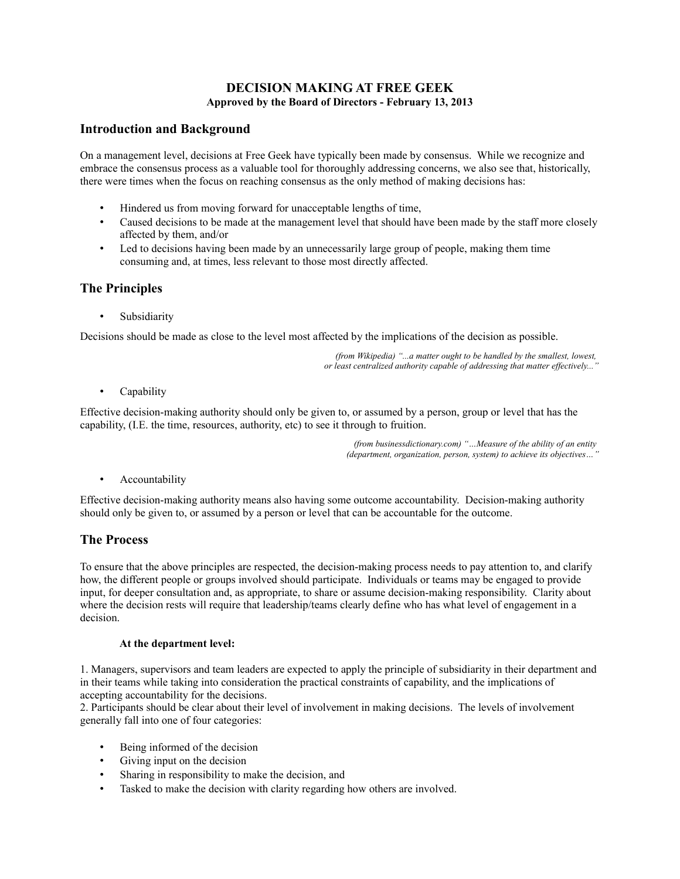# DECISION MAKING AT FREE GEEK

**Approved by the Board of Directors - February 13, 2013**

## Introduction and Background

On a management level, decisions at Free Geek have typically been made by consensus. While we recognize and embrace the consensus process as a valuable tool for thoroughly addressing concerns, we also see that, historically, there were times when the focus on reaching consensus as the only method of making decisions has:

- Hindered us from moving forward for unacceptable lengths of time,
- Caused decisions to be made at the management level that should have been made by the staff more closely affected by them, and/or
- Led to decisions having been made by an unnecessarily large group of people, making them time consuming and, at times, less relevant to those most directly affected.

## The Principles

- Subsidiarity

Decisions should be made as close to the level most affected by the implications of the decision as possible.

*(from Wikipedia) "...a matter ought to be handled by the smallest, lowest, or least centralized authority capable of addressing that matter effectively..."*

- Capability

Effective decision-making authority should only be given to, or assumed by a person, group or level that has the capability, (I.E. the time, resources, authority, etc) to see it through to fruition.

*(from businessdictionary.com) "...Measure of the ability of an entity (department, organization, person, system) to achieve its objectives..."*

- Accountability

Effective decision-making authority means also having some outcome accountability. Decision-making authority should only be given to, or assumed by a person or level that can be accountable for the outcome.

## The Process

To ensure that the above principles are respected, the decision-making process needs to pay attention to, and clarify how, the different people or groups involved should participate. Individuals or teams may be engaged to provide input, for deeper consultation and, as appropriate, to share or assume decision-making responsibility. Clarity about where the decision rests will require that leadership/teams clearly define who has what level of engagement in a decision.

**At the department level:**

1. Managers, supervisors and team leaders are expected to apply the principle of subsidiarity in their department and in their teams while taking into consideration the practical constraints of capability, and the implications of accepting accountability for the decisions.
2. Participants should be clear about their level of involvement in making decisions. The levels of involvement generally fall into one of four categories:

- Being informed of the decision
- Giving input on the decision
- Sharing in responsibility to make the decision, and
- Tasked to make the decision with clarity regarding how others are involved.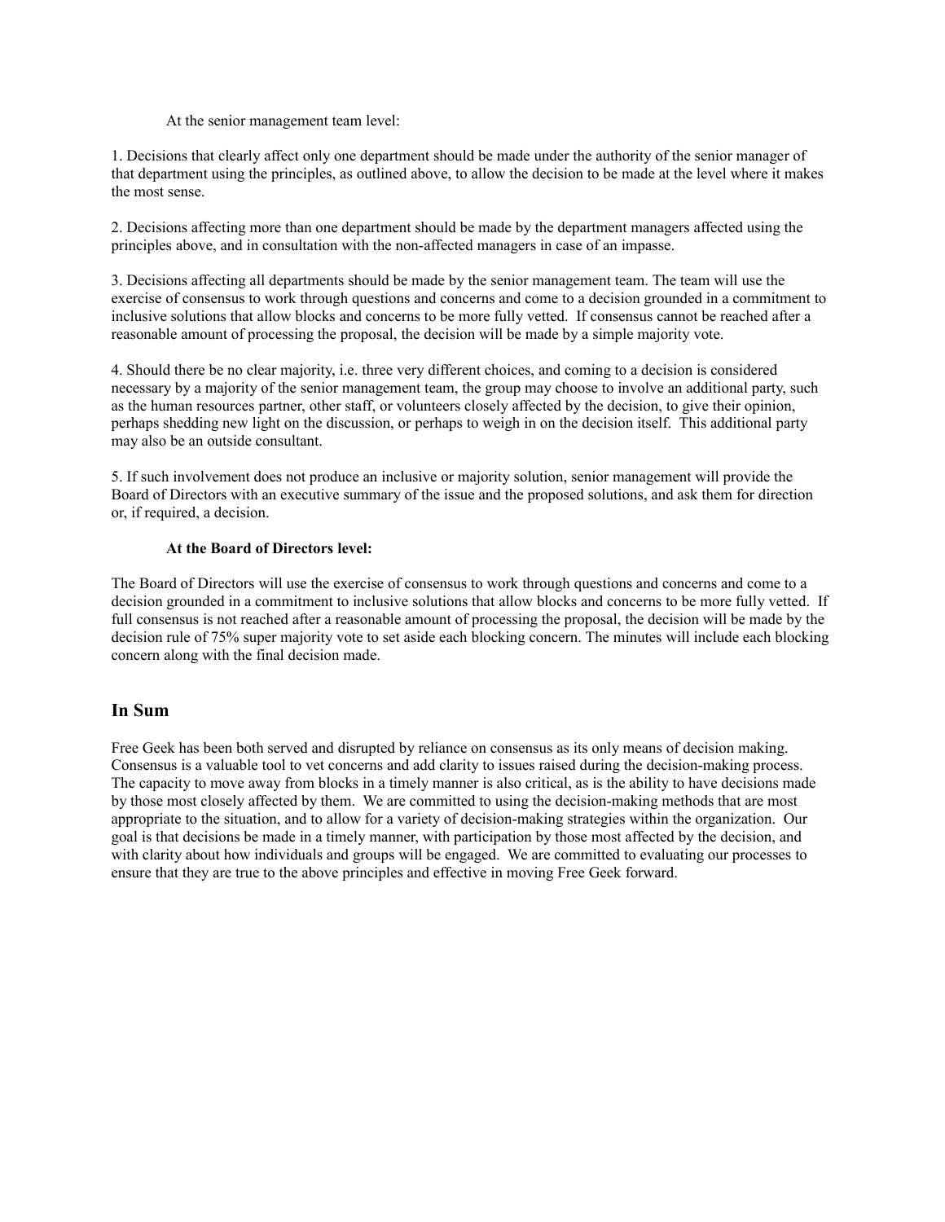At the senior management team level:

1. Decisions that clearly affect only one department should be made under the authority of the senior manager of that department using the principles, as outlined above, to allow the decision to be made at the level where it makes the most sense.

2. Decisions affecting more than one department should be made by the department managers affected using the principles above, and in consultation with the non-affected managers in case of an impasse.

3. Decisions affecting all departments should be made by the senior management team. The team will use the exercise of consensus to work through questions and concerns and come to a decision grounded in a commitment to inclusive solutions that allow blocks and concerns to be more fully vetted. If consensus cannot be reached after a reasonable amount of processing the proposal, the decision will be made by a simple majority vote.

4. Should there be no clear majority, i.e. three very different choices, and coming to a decision is considered necessary by a majority of the senior management team, the group may choose to involve an additional party, such as the human resources partner, other staff, or volunteers closely affected by the decision, to give their opinion, perhaps shedding new light on the discussion, or perhaps to weigh in on the decision itself. This additional party may also be an outside consultant.

5. If such involvement does not produce an inclusive or majority solution, senior management will provide the Board of Directors with an executive summary of the issue and the proposed solutions, and ask them for direction or, if required, a decision.

**At the Board of Directors level:**

The Board of Directors will use the exercise of consensus to work through questions and concerns and come to a decision grounded in a commitment to inclusive solutions that allow blocks and concerns to be more fully vetted. If full consensus is not reached after a reasonable amount of processing the proposal, the decision will be made by the decision rule of 75% super majority vote to set aside each blocking concern. The minutes will include each blocking concern along with the final decision made.

## In Sum

Free Geek has been both served and disrupted by reliance on consensus as its only means of decision making. Consensus is a valuable tool to vet concerns and add clarity to issues raised during the decision-making process. The capacity to move away from blocks in a timely manner is also critical, as is the ability to have decisions made by those most closely affected by them. We are committed to using the decision-making methods that are most appropriate to the situation, and to allow for a variety of decision-making strategies within the organization. Our goal is that decisions be made in a timely manner, with participation by those most affected by the decision, and with clarity about how individuals and groups will be engaged. We are committed to evaluating our processes to ensure that they are true to the above principles and effective in moving Free Geek forward.